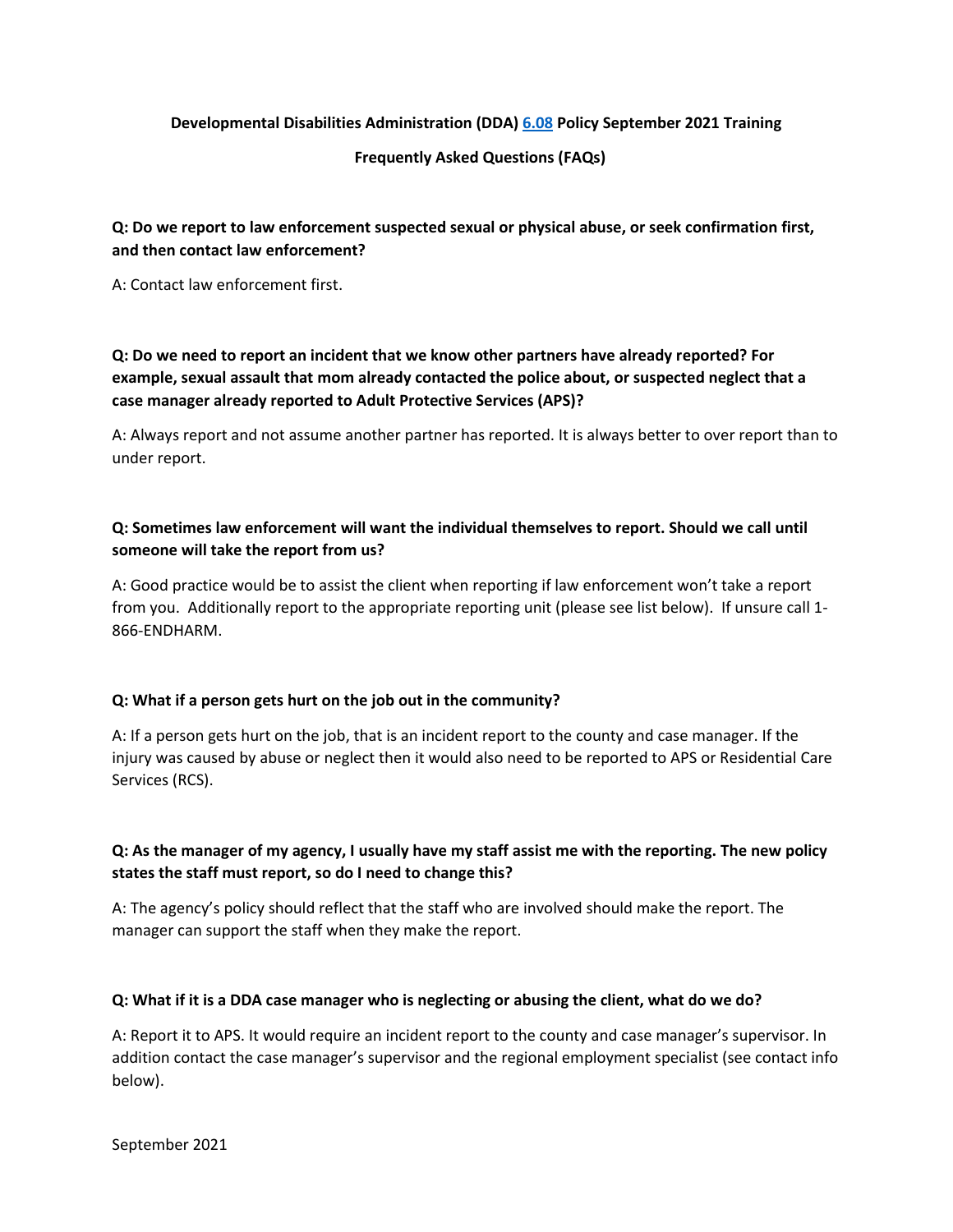**Developmental Disabilities Administration (DDA) 6.08 Policy September 2021 Training**

**Frequently Asked Questions (FAQs)**

**Q: Do we report to law enforcement suspected sexual or physical abuse, or seek confirmation first, and then contact law enforcement?**

A: Contact law enforcement first.

**Q: Do we need to report an incident that we know other partners have already reported? For example, sexual assault that mom already contacted the police about, or suspected neglect that a case manager already reported to Adult Protective Services (APS)?**

A: Always report and not assume another partner has reported. It is always better to over report than to under report.

**Q: Sometimes law enforcement will want the individual themselves to report. Should we call until someone will take the report from us?**

A: Good practice would be to assist the client when reporting if law enforcement won't take a report from you. Additionally report to the appropriate reporting unit (please see list below). If unsure call 1-866-ENDHARM.

**Q: What if a person gets hurt on the job out in the community?**

A: If a person gets hurt on the job, that is an incident report to the county and case manager. If the injury was caused by abuse or neglect then it would also need to be reported to APS or Residential Care Services (RCS).

**Q: As the manager of my agency, I usually have my staff assist me with the reporting. The new policy states the staff must report, so do I need to change this?**

A: The agency's policy should reflect that the staff who are involved should make the report. The manager can support the staff when they make the report.

**Q: What if it is a DDA case manager who is neglecting or abusing the client, what do we do?**

A: Report it to APS. It would require an incident report to the county and case manager's supervisor. In addition contact the case manager's supervisor and the regional employment specialist (see contact info below).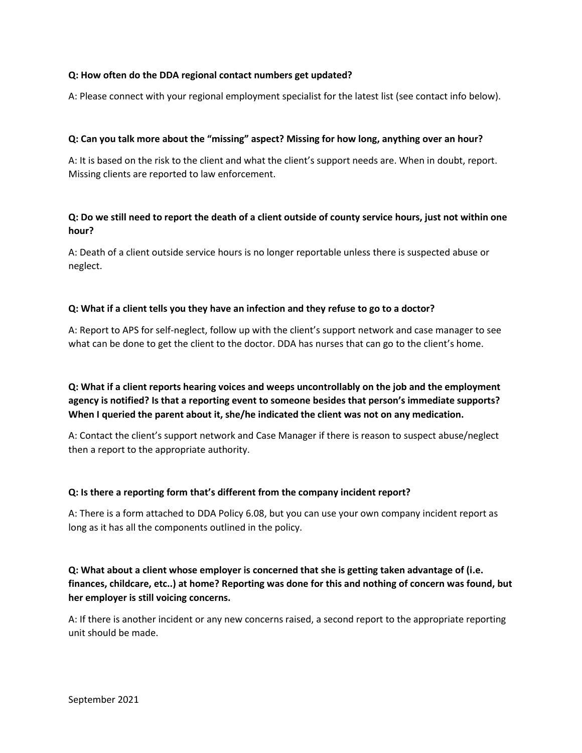**Q: How often do the DDA regional contact numbers get updated?**

A: Please connect with your regional employment specialist for the latest list (see contact info below).

**Q: Can you talk more about the "missing" aspect? Missing for how long, anything over an hour?**

A: It is based on the risk to the client and what the client's support needs are. When in doubt, report. Missing clients are reported to law enforcement.

**Q: Do we still need to report the death of a client outside of county service hours, just not within one hour?**

A: Death of a client outside service hours is no longer reportable unless there is suspected abuse or neglect.

**Q: What if a client tells you they have an infection and they refuse to go to a doctor?**

A: Report to APS for self-neglect, follow up with the client's support network and case manager to see what can be done to get the client to the doctor. DDA has nurses that can go to the client's home.

**Q: What if a client reports hearing voices and weeps uncontrollably on the job and the employment agency is notified? Is that a reporting event to someone besides that person's immediate supports? When I queried the parent about it, she/he indicated the client was not on any medication.**

A: Contact the client's support network and Case Manager if there is reason to suspect abuse/neglect then a report to the appropriate authority.

**Q: Is there a reporting form that's different from the company incident report?**

A: There is a form attached to DDA Policy 6.08, but you can use your own company incident report as long as it has all the components outlined in the policy.

**Q: What about a client whose employer is concerned that she is getting taken advantage of (i.e. finances, childcare, etc..) at home? Reporting was done for this and nothing of concern was found, but her employer is still voicing concerns.**

A: If there is another incident or any new concerns raised, a second report to the appropriate reporting unit should be made.

September 2021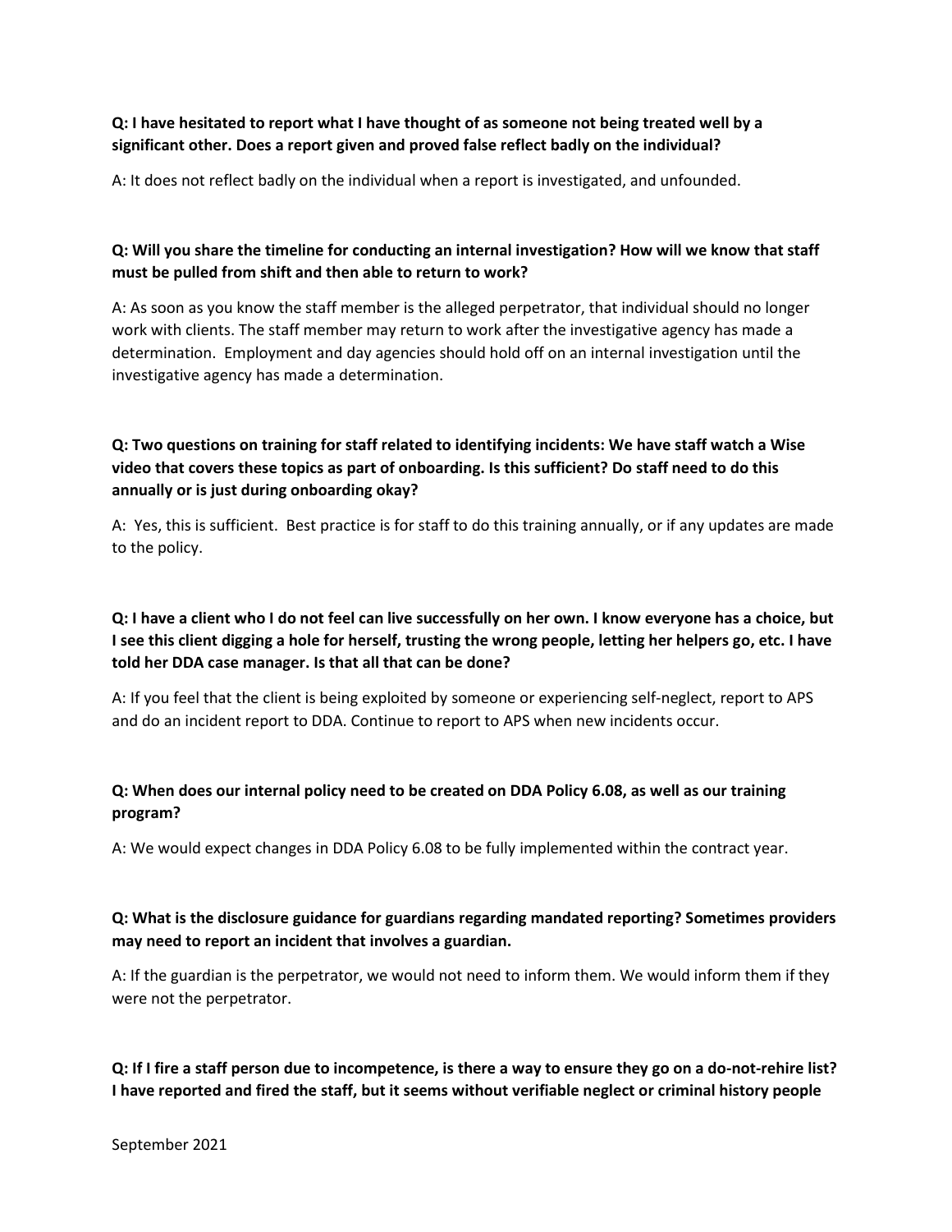**Q: I have hesitated to report what I have thought of as someone not being treated well by a significant other. Does a report given and proved false reflect badly on the individual?**

A: It does not reflect badly on the individual when a report is investigated, and unfounded.

**Q: Will you share the timeline for conducting an internal investigation? How will we know that staff must be pulled from shift and then able to return to work?**

A: As soon as you know the staff member is the alleged perpetrator, that individual should no longer work with clients. The staff member may return to work after the investigative agency has made a determination. Employment and day agencies should hold off on an internal investigation until the investigative agency has made a determination.

**Q: Two questions on training for staff related to identifying incidents: We have staff watch a Wise video that covers these topics as part of onboarding. Is this sufficient? Do staff need to do this annually or is just during onboarding okay?**

A: Yes, this is sufficient. Best practice is for staff to do this training annually, or if any updates are made to the policy.

**Q: I have a client who I do not feel can live successfully on her own. I know everyone has a choice, but I see this client digging a hole for herself, trusting the wrong people, letting her helpers go, etc. I have told her DDA case manager. Is that all that can be done?**

A: If you feel that the client is being exploited by someone or experiencing self-neglect, report to APS and do an incident report to DDA. Continue to report to APS when new incidents occur.

**Q: When does our internal policy need to be created on DDA Policy 6.08, as well as our training program?**

A: We would expect changes in DDA Policy 6.08 to be fully implemented within the contract year.

**Q: What is the disclosure guidance for guardians regarding mandated reporting? Sometimes providers may need to report an incident that involves a guardian.**

A: If the guardian is the perpetrator, we would not need to inform them. We would inform them if they were not the perpetrator.

**Q: If I fire a staff person due to incompetence, is there a way to ensure they go on a do-not-rehire list? I have reported and fired the staff, but it seems without verifiable neglect or criminal history people**

September 2021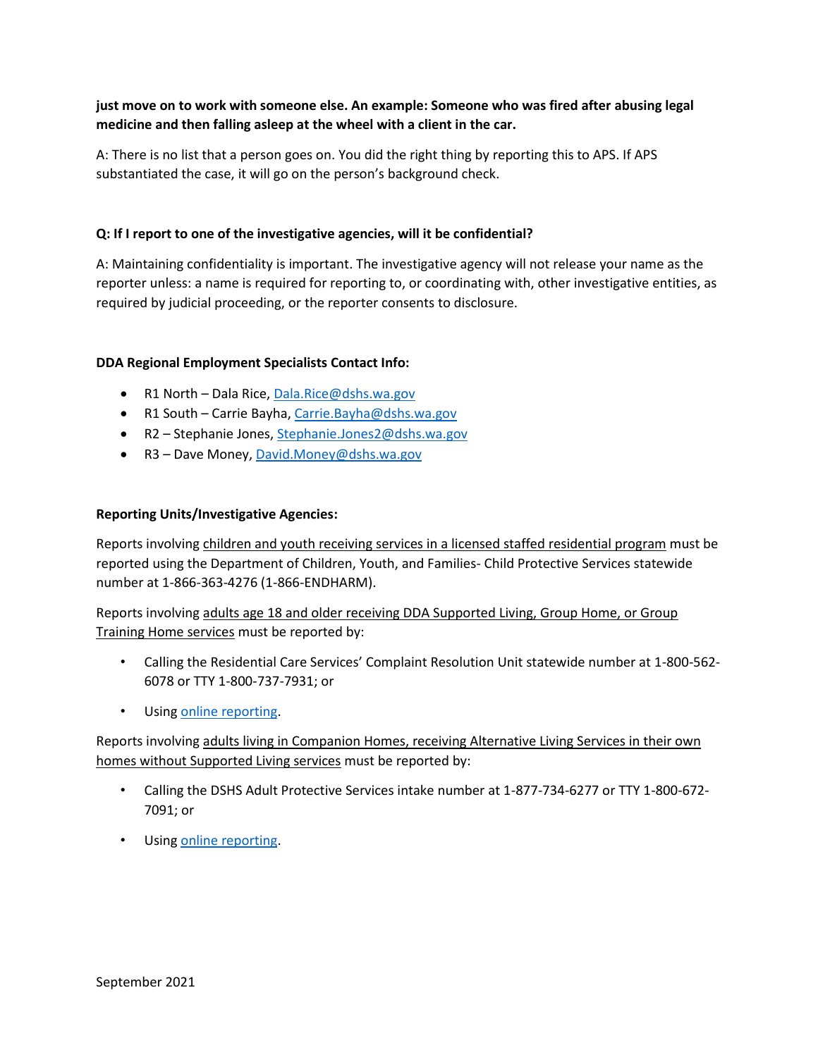**just move on to work with someone else. An example: Someone who was fired after abusing legal medicine and then falling asleep at the wheel with a client in the car.**

A: There is no list that a person goes on. You did the right thing by reporting this to APS. If APS substantiated the case, it will go on the person's background check.

**Q: If I report to one of the investigative agencies, will it be confidential?**

A: Maintaining confidentiality is important. The investigative agency will not release your name as the reporter unless: a name is required for reporting to, or coordinating with, other investigative entities, as required by judicial proceeding, or the reporter consents to disclosure.

**DDA Regional Employment Specialists Contact Info:**

- R1 North – Dala Rice, Dala.Rice@dshs.wa.gov
- R1 South – Carrie Bayha, Carrie.Bayha@dshs.wa.gov
- R2 – Stephanie Jones, Stephanie.Jones2@dshs.wa.gov
- R3 – Dave Money, David.Money@dshs.wa.gov

**Reporting Units/Investigative Agencies:**

Reports involving children and youth receiving services in a licensed staffed residential program must be reported using the Department of Children, Youth, and Families- Child Protective Services statewide number at 1-866-363-4276 (1-866-ENDHARM).

Reports involving adults age 18 and older receiving DDA Supported Living, Group Home, or Group Training Home services must be reported by:

- Calling the Residential Care Services' Complaint Resolution Unit statewide number at 1-800-562-6078 or TTY 1-800-737-7931; or
- Using online reporting.

Reports involving adults living in Companion Homes, receiving Alternative Living Services in their own homes without Supported Living services must be reported by:

- Calling the DSHS Adult Protective Services intake number at 1-877-734-6277 or TTY 1-800-672-7091; or
- Using online reporting.

September 2021